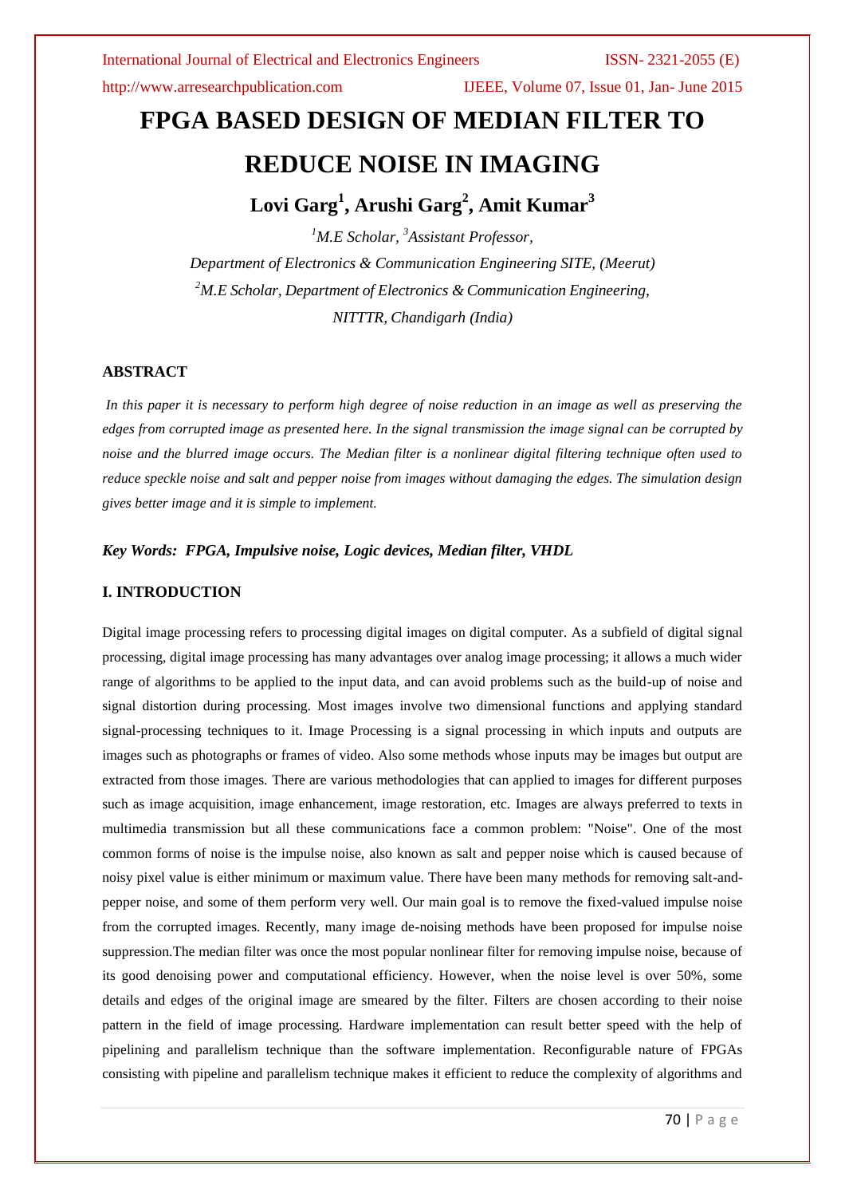# FPGA BASED DESIGN OF MEDIAN FILTER TO REDUCE NOISE IN IMAGING

**Lovi Garg[1], Arushi Garg[2], Amit Kumar[3]**

*[1]M.E Scholar, [3]Assistant Professor,*
*Department of Electronics & Communication Engineering SITE, (Meerut)*
*[2]M.E Scholar, Department of Electronics & Communication Engineering,*
*NITTTR, Chandigarh (India)*

## ABSTRACT

*In this paper it is necessary to perform high degree of noise reduction in an image as well as preserving the edges from corrupted image as presented here. In the signal transmission the image signal can be corrupted by noise and the blurred image occurs. The Median filter is a nonlinear digital filtering technique often used to reduce speckle noise and salt and pepper noise from images without damaging the edges. The simulation design gives better image and it is simple to implement.*

***Key Words:* *FPGA, Impulsive noise, Logic devices, Median filter, VHDL***

## I. INTRODUCTION

Digital image processing refers to processing digital images on digital computer. As a subfield of digital signal processing, digital image processing has many advantages over analog image processing; it allows a much wider range of algorithms to be applied to the input data, and can avoid problems such as the build-up of noise and signal distortion during processing. Most images involve two dimensional functions and applying standard signal-processing techniques to it. Image Processing is a signal processing in which inputs and outputs are images such as photographs or frames of video. Also some methods whose inputs may be images but output are extracted from those images. There are various methodologies that can applied to images for different purposes such as image acquisition, image enhancement, image restoration, etc. Images are always preferred to texts in multimedia transmission but all these communications face a common problem: "Noise". One of the most common forms of noise is the impulse noise, also known as salt and pepper noise which is caused because of noisy pixel value is either minimum or maximum value. There have been many methods for removing salt-and-pepper noise, and some of them perform very well. Our main goal is to remove the fixed-valued impulse noise from the corrupted images. Recently, many image de-noising methods have been proposed for impulse noise suppression.The median filter was once the most popular nonlinear filter for removing impulse noise, because of its good denoising power and computational efficiency. However, when the noise level is over 50%, some details and edges of the original image are smeared by the filter. Filters are chosen according to their noise pattern in the field of image processing. Hardware implementation can result better speed with the help of pipelining and parallelism technique than the software implementation. Reconfigurable nature of FPGAs consisting with pipeline and parallelism technique makes it efficient to reduce the complexity of algorithms and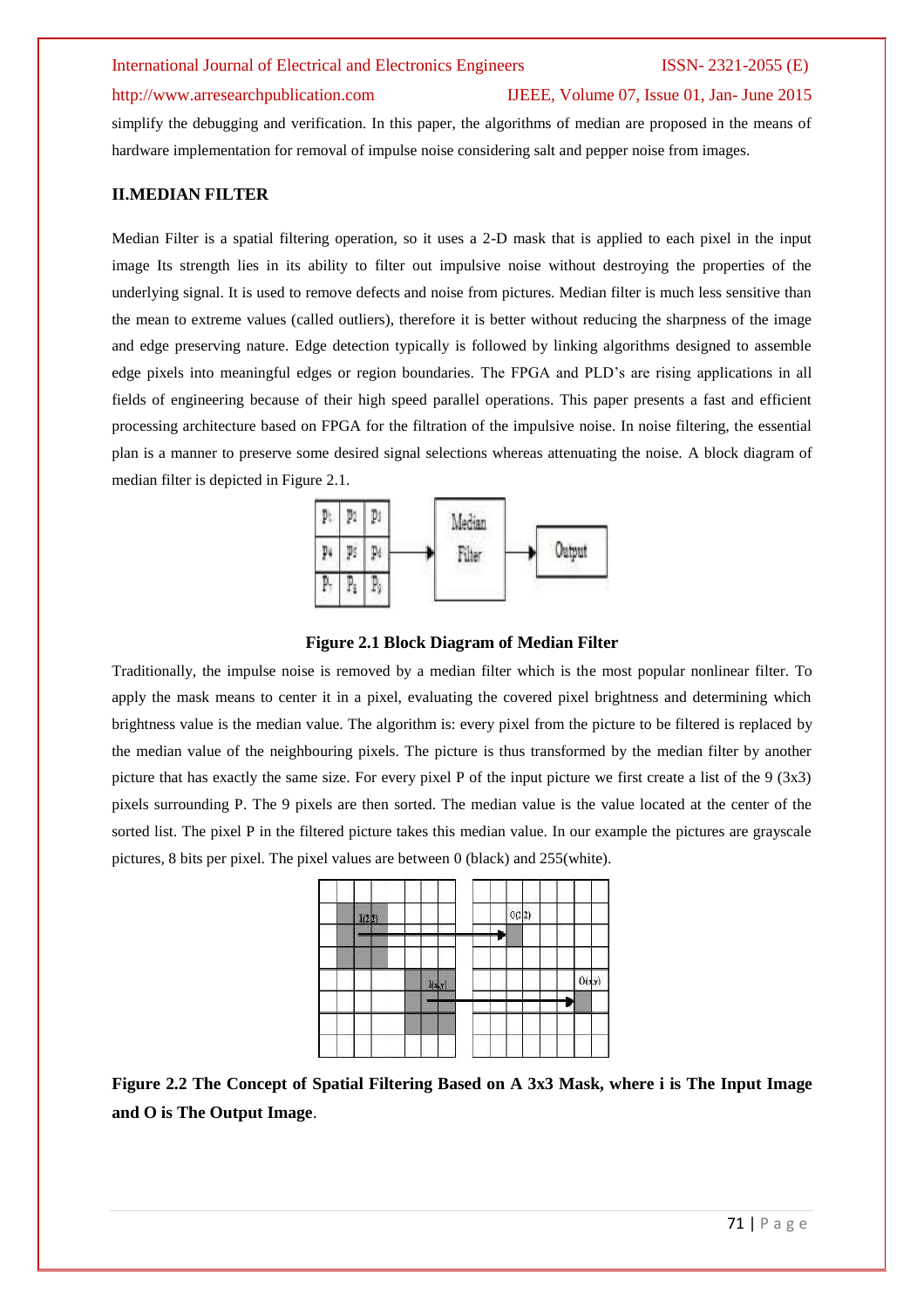simplify the debugging and verification. In this paper, the algorithms of median are proposed in the means of hardware implementation for removal of impulse noise considering salt and pepper noise from images.

## II.MEDIAN FILTER

Median Filter is a spatial filtering operation, so it uses a 2-D mask that is applied to each pixel in the input image Its strength lies in its ability to filter out impulsive noise without destroying the properties of the underlying signal. It is used to remove defects and noise from pictures. Median filter is much less sensitive than the mean to extreme values (called outliers), therefore it is better without reducing the sharpness of the image and edge preserving nature. Edge detection typically is followed by linking algorithms designed to assemble edge pixels into meaningful edges or region boundaries. The FPGA and PLD's are rising applications in all fields of engineering because of their high speed parallel operations. This paper presents a fast and efficient processing architecture based on FPGA for the filtration of the impulsive noise. In noise filtering, the essential plan is a manner to preserve some desired signal selections whereas attenuating the noise. A block diagram of median filter is depicted in Figure 2.1.

**Figure 2.1 Block Diagram of Median Filter**

Traditionally, the impulse noise is removed by a median filter which is the most popular nonlinear filter. To apply the mask means to center it in a pixel, evaluating the covered pixel brightness and determining which brightness value is the median value. The algorithm is: every pixel from the picture to be filtered is replaced by the median value of the neighbouring pixels. The picture is thus transformed by the median filter by another picture that has exactly the same size. For every pixel P of the input picture we first create a list of the 9 (3x3) pixels surrounding P. The 9 pixels are then sorted. The median value is the value located at the center of the sorted list. The pixel P in the filtered picture takes this median value. In our example the pictures are grayscale pictures, 8 bits per pixel. The pixel values are between 0 (black) and 255(white).

**Figure 2.2 The Concept of Spatial Filtering Based on A 3x3 Mask, where i is The Input Image and O is The Output Image**.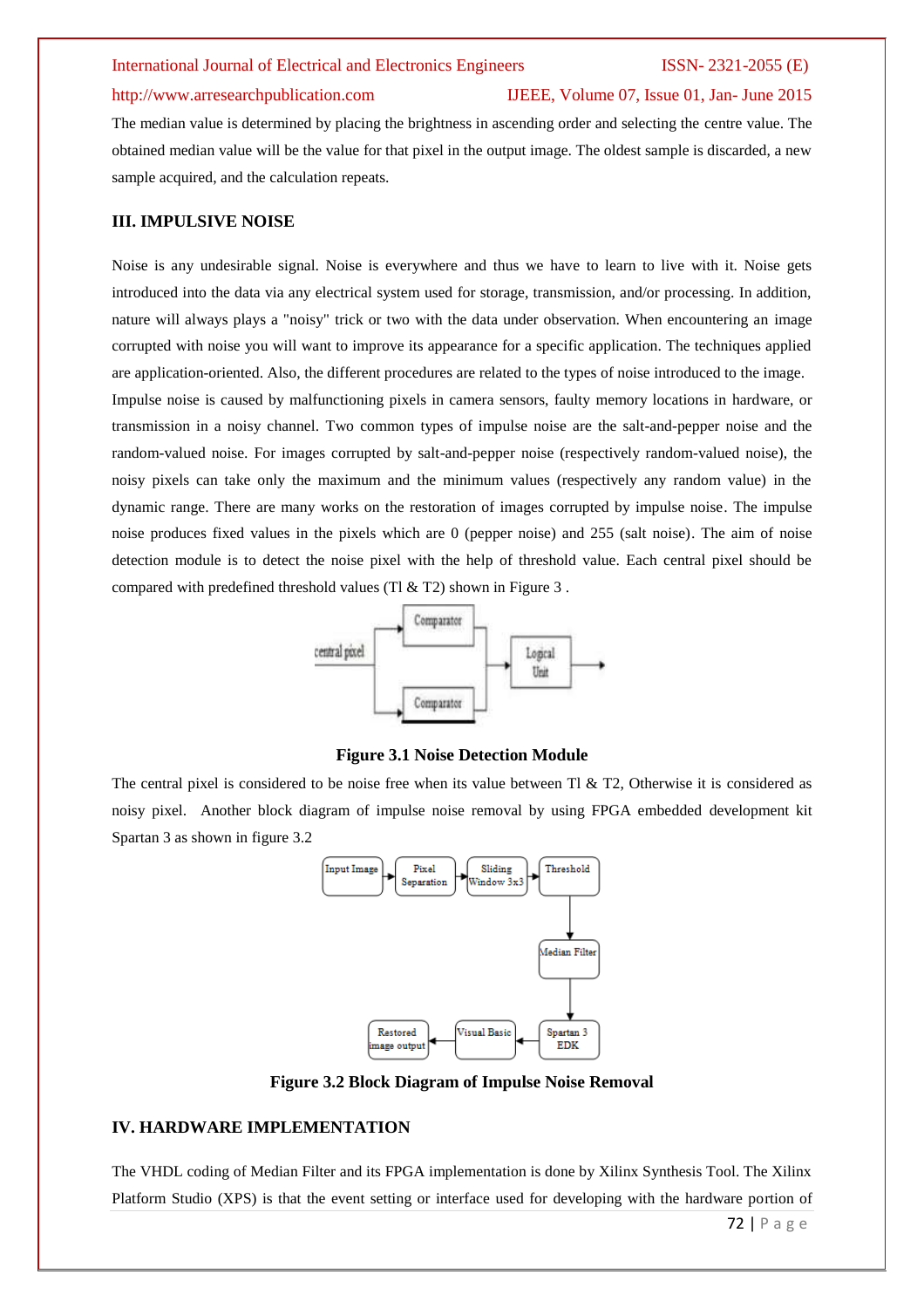The median value is determined by placing the brightness in ascending order and selecting the centre value. The obtained median value will be the value for that pixel in the output image. The oldest sample is discarded, a new sample acquired, and the calculation repeats.

## III. IMPULSIVE NOISE

Noise is any undesirable signal. Noise is everywhere and thus we have to learn to live with it. Noise gets introduced into the data via any electrical system used for storage, transmission, and/or processing. In addition, nature will always plays a "noisy" trick or two with the data under observation. When encountering an image corrupted with noise you will want to improve its appearance for a specific application. The techniques applied are application-oriented. Also, the different procedures are related to the types of noise introduced to the image.

Impulse noise is caused by malfunctioning pixels in camera sensors, faulty memory locations in hardware, or transmission in a noisy channel. Two common types of impulse noise are the salt-and-pepper noise and the random-valued noise. For images corrupted by salt-and-pepper noise (respectively random-valued noise), the noisy pixels can take only the maximum and the minimum values (respectively any random value) in the dynamic range. There are many works on the restoration of images corrupted by impulse noise. The impulse noise produces fixed values in the pixels which are 0 (pepper noise) and 255 (salt noise). The aim of noise detection module is to detect the noise pixel with the help of threshold value. Each central pixel should be compared with predefined threshold values (Tl & T2) shown in Figure 3 .

**Figure 3.1 Noise Detection Module**

The central pixel is considered to be noise free when its value between Tl & T2, Otherwise it is considered as noisy pixel. Another block diagram of impulse noise removal by using FPGA embedded development kit Spartan 3 as shown in figure 3.2

**Figure 3.2 Block Diagram of Impulse Noise Removal**

## IV. HARDWARE IMPLEMENTATION

The VHDL coding of Median Filter and its FPGA implementation is done by Xilinx Synthesis Tool. The Xilinx Platform Studio (XPS) is that the event setting or interface used for developing with the hardware portion of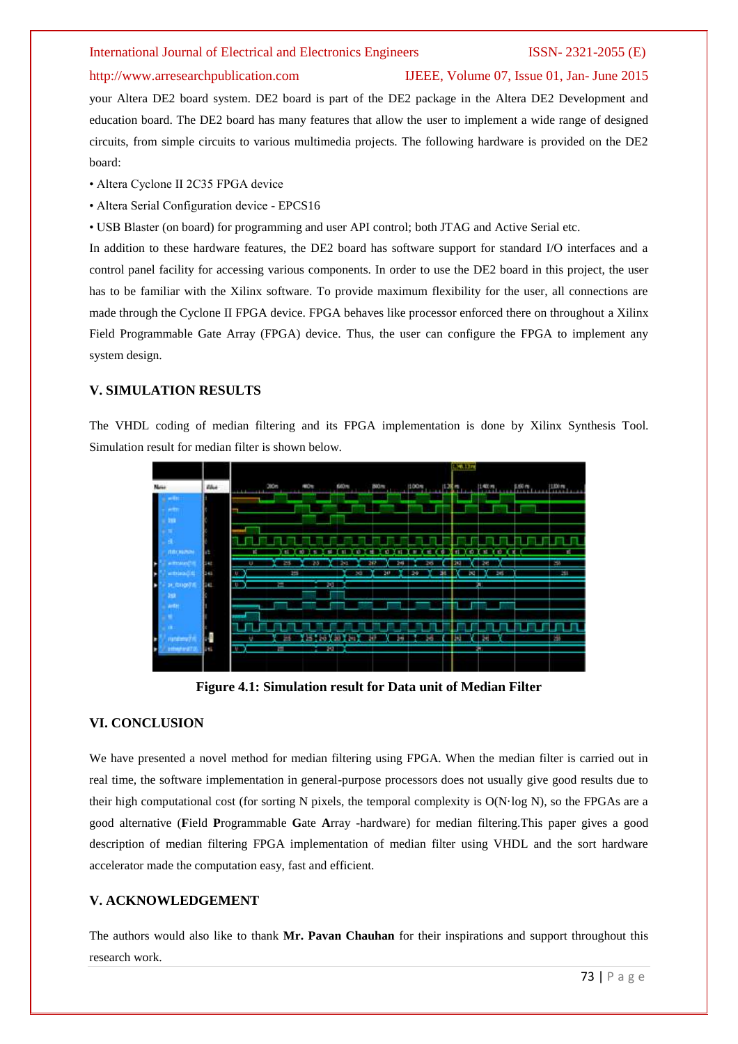your Altera DE2 board system. DE2 board is part of the DE2 package in the Altera DE2 Development and education board. The DE2 board has many features that allow the user to implement a wide range of designed circuits, from simple circuits to various multimedia projects. The following hardware is provided on the DE2 board:

- Altera Cyclone II 2C35 FPGA device
- Altera Serial Configuration device - EPCS16
- USB Blaster (on board) for programming and user API control; both JTAG and Active Serial etc.

In addition to these hardware features, the DE2 board has software support for standard I/O interfaces and a control panel facility for accessing various components. In order to use the DE2 board in this project, the user has to be familiar with the Xilinx software. To provide maximum flexibility for the user, all connections are made through the Cyclone II FPGA device. FPGA behaves like processor enforced there on throughout a Xilinx Field Programmable Gate Array (FPGA) device. Thus, the user can configure the FPGA to implement any system design.

## V. SIMULATION RESULTS

The VHDL coding of median filtering and its FPGA implementation is done by Xilinx Synthesis Tool. Simulation result for median filter is shown below.

**Figure 4.1: Simulation result for Data unit of Median Filter**

## VI. CONCLUSION

We have presented a novel method for median filtering using FPGA. When the median filter is carried out in real time, the software implementation in general-purpose processors does not usually give good results due to their high computational cost (for sorting N pixels, the temporal complexity is O(N·log N), so the FPGAs are a good alternative (**F**ield **P**rogrammable **G**ate **A**rray -hardware) for median filtering.This paper gives a good description of median filtering FPGA implementation of median filter using VHDL and the sort hardware accelerator made the computation easy, fast and efficient.

## V. ACKNOWLEDGEMENT

The authors would also like to thank **Mr. Pavan Chauhan** for their inspirations and support throughout this research work.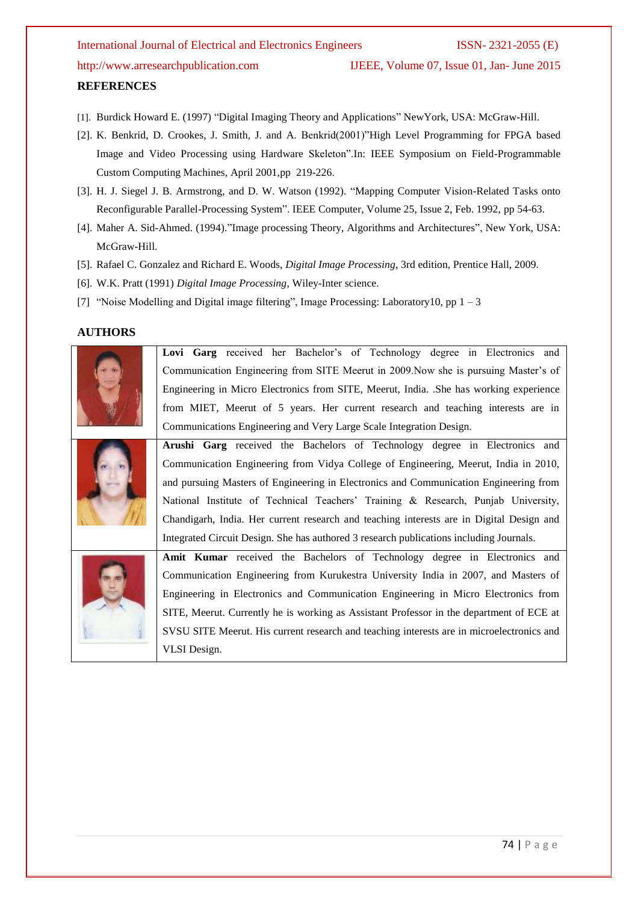## REFERENCES

[1]. Burdick Howard E. (1997) "Digital Imaging Theory and Applications" NewYork, USA: McGraw-Hill.

[2]. K. Benkrid, D. Crookes, J. Smith, J. and A. Benkrid(2001)"High Level Programming for FPGA based Image and Video Processing using Hardware Skeleton".In: IEEE Symposium on Field-Programmable Custom Computing Machines, April 2001,pp 219-226.

[3]. H. J. Siegel J. B. Armstrong, and D. W. Watson (1992). "Mapping Computer Vision-Related Tasks onto Reconfigurable Parallel-Processing System". IEEE Computer, Volume 25, Issue 2, Feb. 1992, pp 54-63.

[4]. Maher A. Sid-Ahmed. (1994)."Image processing Theory, Algorithms and Architectures", New York, USA: McGraw-Hill.

[5]. Rafael C. Gonzalez and Richard E. Woods, *Digital Image Processing*, 3rd edition, Prentice Hall, 2009.

[6]. W.K. Pratt (1991) *Digital Image Processing*, Wiley-Inter science.

[7] "Noise Modelling and Digital image filtering", Image Processing: Laboratory10, pp 1 – 3

## AUTHORS

**Lovi Garg** received her Bachelor's of Technology degree in Electronics and Communication Engineering from SITE Meerut in 2009.Now she is pursuing Master's of Engineering in Micro Electronics from SITE, Meerut, India. .She has working experience from MIET, Meerut of 5 years. Her current research and teaching interests are in Communications Engineering and Very Large Scale Integration Design.

**Arushi Garg** received the Bachelors of Technology degree in Electronics and Communication Engineering from Vidya College of Engineering, Meerut, India in 2010, and pursuing Masters of Engineering in Electronics and Communication Engineering from National Institute of Technical Teachers' Training & Research, Punjab University, Chandigarh, India. Her current research and teaching interests are in Digital Design and Integrated Circuit Design. She has authored 3 research publications including Journals.

**Amit Kumar** received the Bachelors of Technology degree in Electronics and Communication Engineering from Kurukestra University India in 2007, and Masters of Engineering in Electronics and Communication Engineering in Micro Electronics from SITE, Meerut. Currently he is working as Assistant Professor in the department of ECE at SVSU SITE Meerut. His current research and teaching interests are in microelectronics and VLSI Design.